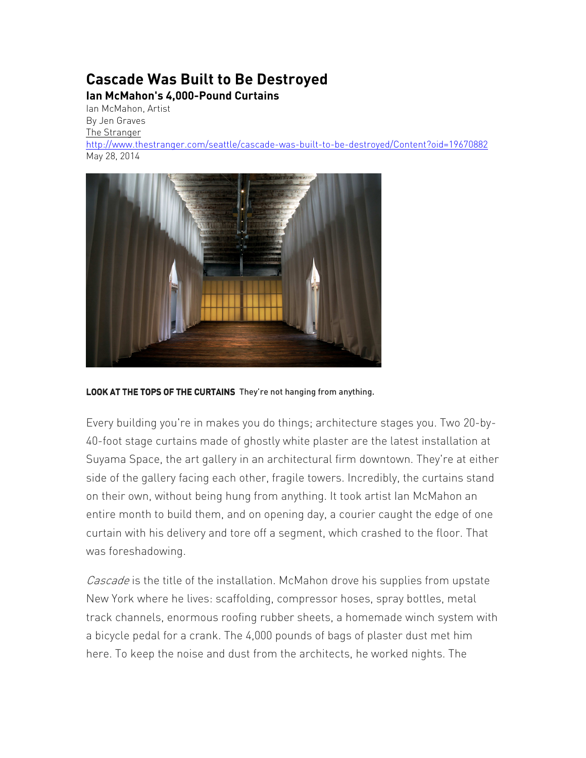# Cascade Was Built to Be Destroyed

## Ian McMahon's 4,000-Pound Curtains

Ian McMahon, Artist
By Jen Graves
The Stranger
http://www.thestranger.com/seattle/cascade-was-built-to-be-destroyed/Content?oid=19670882
May 28, 2014

**LOOK AT THE TOPS OF THE CURTAINS** They're not hanging from anything.

Every building you're in makes you do things; architecture stages you. Two 20-by-40-foot stage curtains made of ghostly white plaster are the latest installation at Suyama Space, the art gallery in an architectural firm downtown. They're at either side of the gallery facing each other, fragile towers. Incredibly, the curtains stand on their own, without being hung from anything. It took artist Ian McMahon an entire month to build them, and on opening day, a courier caught the edge of one curtain with his delivery and tore off a segment, which crashed to the floor. That was foreshadowing.

*Cascade* is the title of the installation. McMahon drove his supplies from upstate New York where he lives: scaffolding, compressor hoses, spray bottles, metal track channels, enormous roofing rubber sheets, a homemade winch system with a bicycle pedal for a crank. The 4,000 pounds of bags of plaster dust met him here. To keep the noise and dust from the architects, he worked nights. The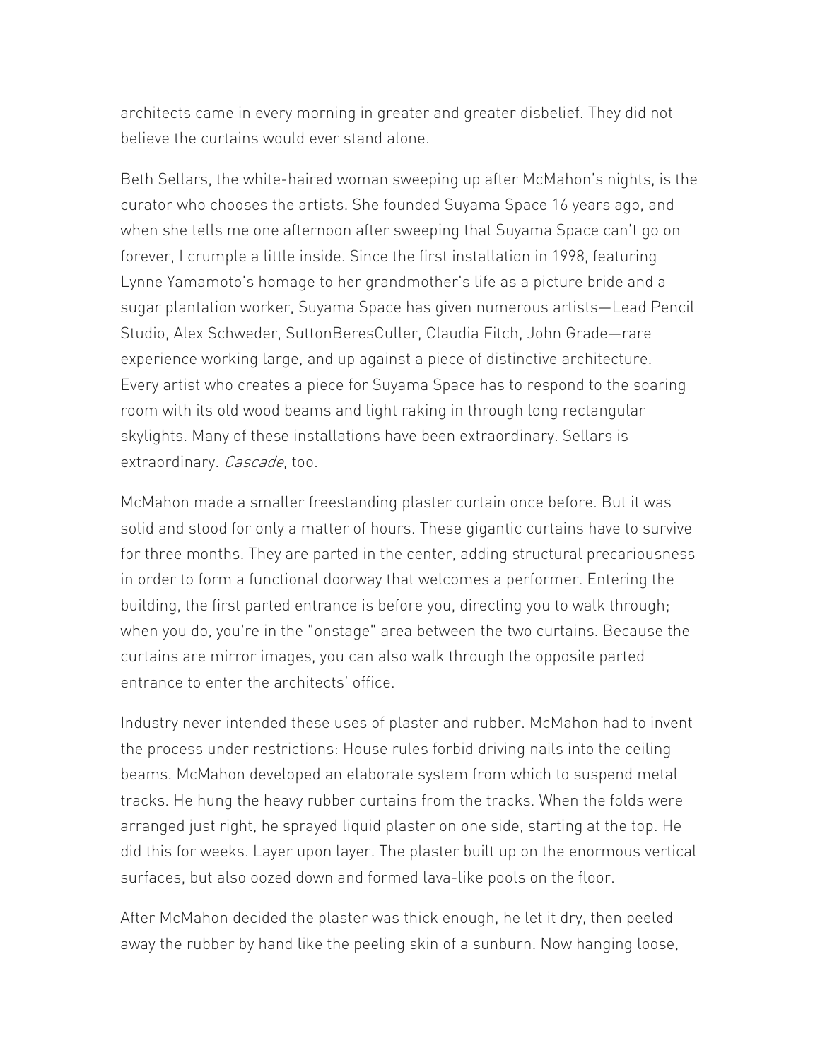architects came in every morning in greater and greater disbelief. They did not believe the curtains would ever stand alone.

Beth Sellars, the white-haired woman sweeping up after McMahon's nights, is the curator who chooses the artists. She founded Suyama Space 16 years ago, and when she tells me one afternoon after sweeping that Suyama Space can't go on forever, I crumple a little inside. Since the first installation in 1998, featuring Lynne Yamamoto's homage to her grandmother's life as a picture bride and a sugar plantation worker, Suyama Space has given numerous artists—Lead Pencil Studio, Alex Schweder, SuttonBeresCuller, Claudia Fitch, John Grade—rare experience working large, and up against a piece of distinctive architecture. Every artist who creates a piece for Suyama Space has to respond to the soaring room with its old wood beams and light raking in through long rectangular skylights. Many of these installations have been extraordinary. Sellars is extraordinary. *Cascade*, too.

McMahon made a smaller freestanding plaster curtain once before. But it was solid and stood for only a matter of hours. These gigantic curtains have to survive for three months. They are parted in the center, adding structural precariousness in order to form a functional doorway that welcomes a performer. Entering the building, the first parted entrance is before you, directing you to walk through; when you do, you're in the "onstage" area between the two curtains. Because the curtains are mirror images, you can also walk through the opposite parted entrance to enter the architects' office.

Industry never intended these uses of plaster and rubber. McMahon had to invent the process under restrictions: House rules forbid driving nails into the ceiling beams. McMahon developed an elaborate system from which to suspend metal tracks. He hung the heavy rubber curtains from the tracks. When the folds were arranged just right, he sprayed liquid plaster on one side, starting at the top. He did this for weeks. Layer upon layer. The plaster built up on the enormous vertical surfaces, but also oozed down and formed lava-like pools on the floor.

After McMahon decided the plaster was thick enough, he let it dry, then peeled away the rubber by hand like the peeling skin of a sunburn. Now hanging loose,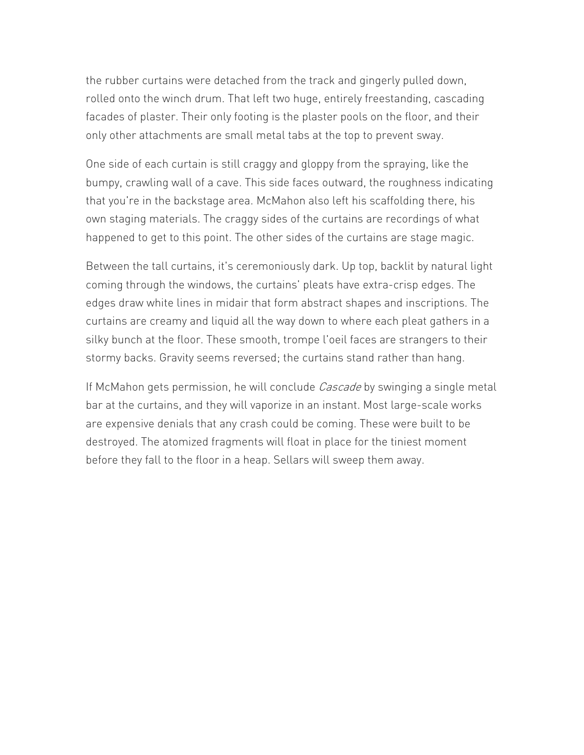the rubber curtains were detached from the track and gingerly pulled down, rolled onto the winch drum. That left two huge, entirely freestanding, cascading facades of plaster. Their only footing is the plaster pools on the floor, and their only other attachments are small metal tabs at the top to prevent sway.

One side of each curtain is still craggy and gloppy from the spraying, like the bumpy, crawling wall of a cave. This side faces outward, the roughness indicating that you're in the backstage area. McMahon also left his scaffolding there, his own staging materials. The craggy sides of the curtains are recordings of what happened to get to this point. The other sides of the curtains are stage magic.

Between the tall curtains, it's ceremoniously dark. Up top, backlit by natural light coming through the windows, the curtains' pleats have extra-crisp edges. The edges draw white lines in midair that form abstract shapes and inscriptions. The curtains are creamy and liquid all the way down to where each pleat gathers in a silky bunch at the floor. These smooth, trompe l'oeil faces are strangers to their stormy backs. Gravity seems reversed; the curtains stand rather than hang.

If McMahon gets permission, he will conclude *Cascade* by swinging a single metal bar at the curtains, and they will vaporize in an instant. Most large-scale works are expensive denials that any crash could be coming. These were built to be destroyed. The atomized fragments will float in place for the tiniest moment before they fall to the floor in a heap. Sellars will sweep them away.